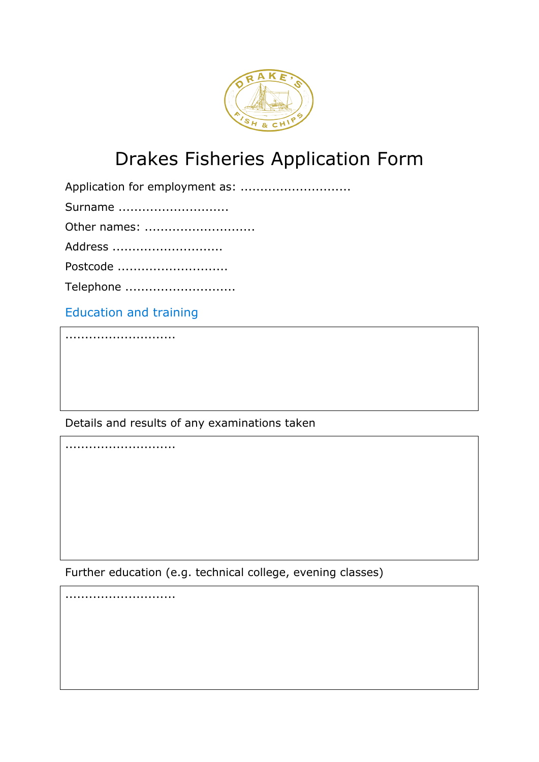# Drakes Fisheries Application Form

Application for employment as: ............................

Surname ............................

Other names: ............................

Address ............................

Postcode ............................

Telephone ............................

## Education and training

............................

Details and results of any examinations taken

............................

Further education (e.g. technical college, evening classes)

............................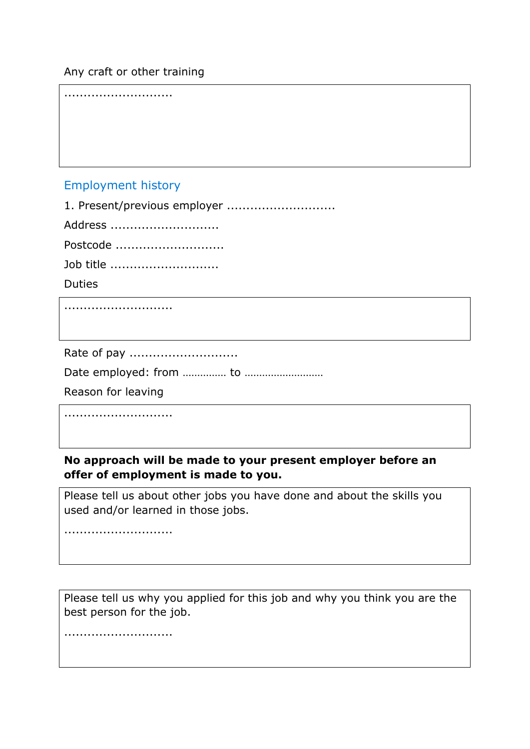Any craft or other training

...........................

## Employment history

1. Present/previous employer ...........................

Address ...........................

Postcode ...........................

Job title ...........................

Duties

...........................

Rate of pay ...........................

Date employed: from ............... to ..........................

Reason for leaving

...........................

**No approach will be made to your present employer before an offer of employment is made to you.**

Please tell us about other jobs you have done and about the skills you used and/or learned in those jobs.

...........................

Please tell us why you applied for this job and why you think you are the best person for the job.

...........................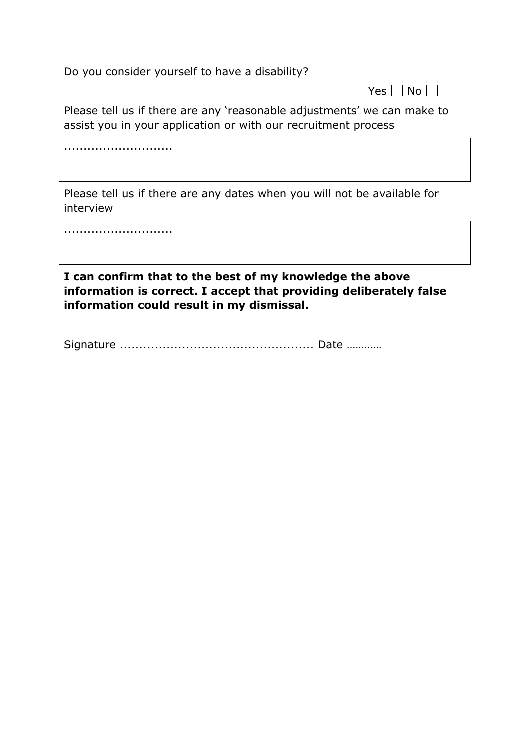Do you consider yourself to have a disability?

Yes ☐ No ☐

Please tell us if there are any 'reasonable adjustments' we can make to assist you in your application or with our recruitment process

| |
|---|
| ........................... |

Please tell us if there are any dates when you will not be available for interview

| |
|---|
| ........................... |

**I can confirm that to the best of my knowledge the above information is correct. I accept that providing deliberately false information could result in my dismissal.**

Signature .................................................. Date …………